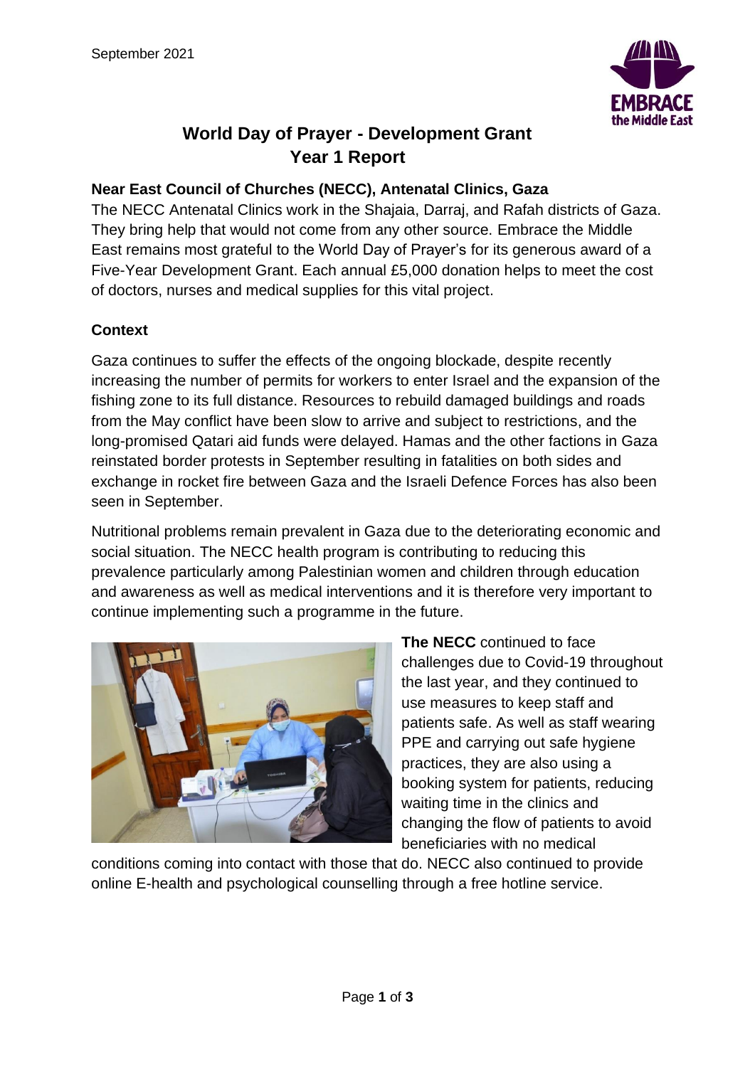September 2021

# World Day of Prayer - Development Grant
# Year 1 Report

**Near East Council of Churches (NECC), Antenatal Clinics, Gaza**

The NECC Antenatal Clinics work in the Shajaia, Darraj, and Rafah districts of Gaza. They bring help that would not come from any other source. Embrace the Middle East remains most grateful to the World Day of Prayer's for its generous award of a Five-Year Development Grant. Each annual £5,000 donation helps to meet the cost of doctors, nurses and medical supplies for this vital project.

**Context**

Gaza continues to suffer the effects of the ongoing blockade, despite recently increasing the number of permits for workers to enter Israel and the expansion of the fishing zone to its full distance. Resources to rebuild damaged buildings and roads from the May conflict have been slow to arrive and subject to restrictions, and the long-promised Qatari aid funds were delayed. Hamas and the other factions in Gaza reinstated border protests in September resulting in fatalities on both sides and exchange in rocket fire between Gaza and the Israeli Defence Forces has also been seen in September.

Nutritional problems remain prevalent in Gaza due to the deteriorating economic and social situation. The NECC health program is contributing to reducing this prevalence particularly among Palestinian women and children through education and awareness as well as medical interventions and it is therefore very important to continue implementing such a programme in the future.

**The NECC** continued to face challenges due to Covid-19 throughout the last year, and they continued to use measures to keep staff and patients safe. As well as staff wearing PPE and carrying out safe hygiene practices, they are also using a booking system for patients, reducing waiting time in the clinics and changing the flow of patients to avoid beneficiaries with no medical conditions coming into contact with those that do. NECC also continued to provide online E-health and psychological counselling through a free hotline service.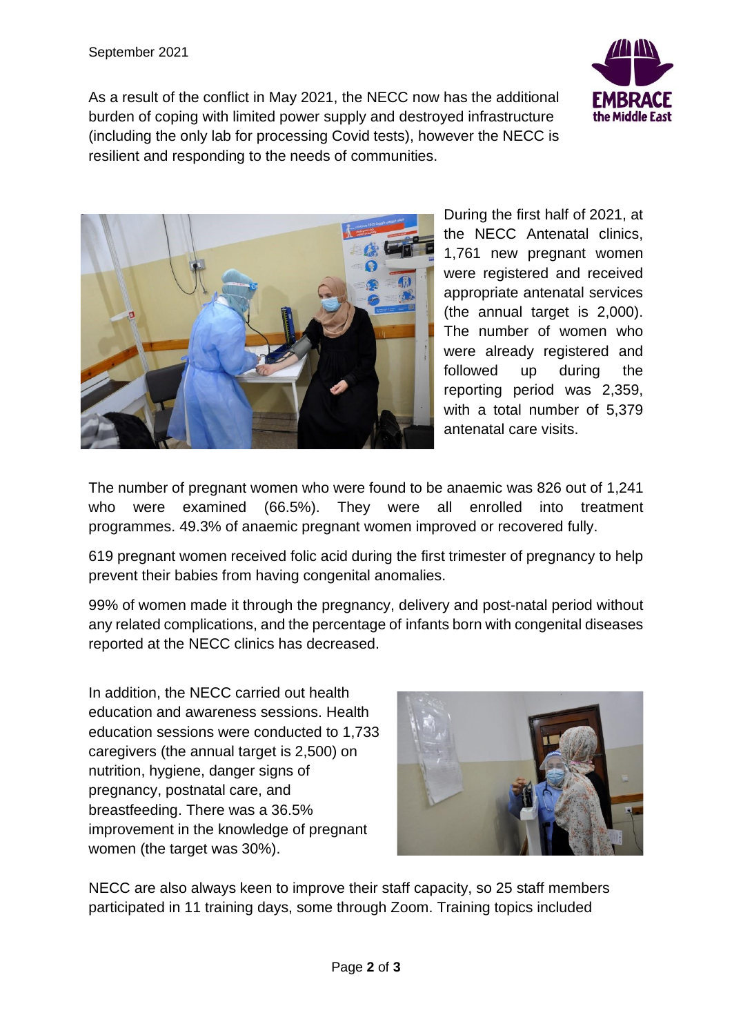As a result of the conflict in May 2021, the NECC now has the additional burden of coping with limited power supply and destroyed infrastructure (including the only lab for processing Covid tests), however the NECC is resilient and responding to the needs of communities.

During the first half of 2021, at the NECC Antenatal clinics, 1,761 new pregnant women were registered and received appropriate antenatal services (the annual target is 2,000). The number of women who were already registered and followed up during the reporting period was 2,359, with a total number of 5,379 antenatal care visits.

The number of pregnant women who were found to be anaemic was 826 out of 1,241 who were examined (66.5%). They were all enrolled into treatment programmes. 49.3% of anaemic pregnant women improved or recovered fully.

619 pregnant women received folic acid during the first trimester of pregnancy to help prevent their babies from having congenital anomalies.

99% of women made it through the pregnancy, delivery and post-natal period without any related complications, and the percentage of infants born with congenital diseases reported at the NECC clinics has decreased.

In addition, the NECC carried out health education and awareness sessions. Health education sessions were conducted to 1,733 caregivers (the annual target is 2,500) on nutrition, hygiene, danger signs of pregnancy, postnatal care, and breastfeeding. There was a 36.5% improvement in the knowledge of pregnant women (the target was 30%).

NECC are also always keen to improve their staff capacity, so 25 staff members participated in 11 training days, some through Zoom. Training topics included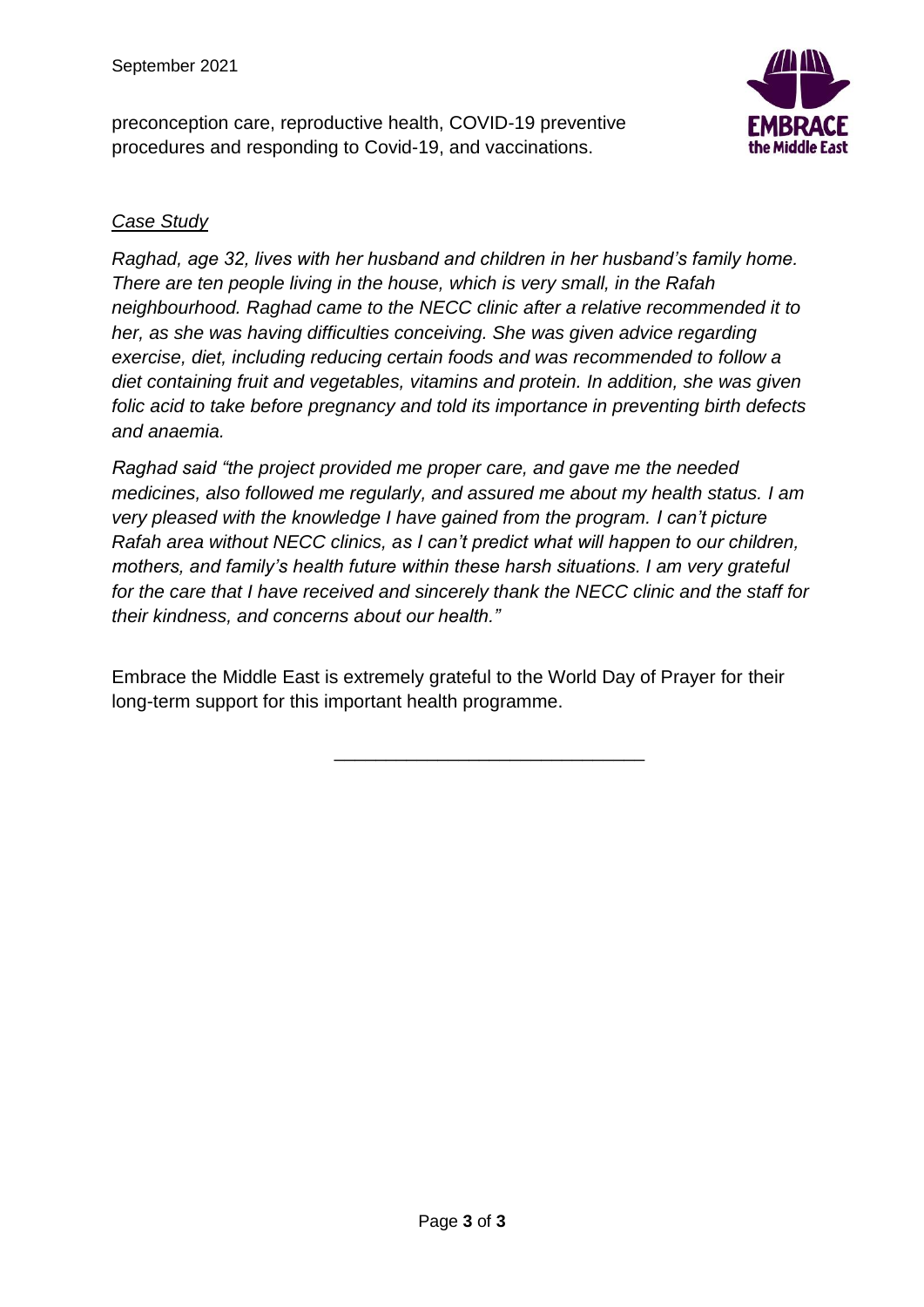preconception care, reproductive health, COVID-19 preventive procedures and responding to Covid-19, and vaccinations.

*Case Study*

*Raghad, age 32, lives with her husband and children in her husband's family home. There are ten people living in the house, which is very small, in the Rafah neighbourhood. Raghad came to the NECC clinic after a relative recommended it to her, as she was having difficulties conceiving. She was given advice regarding exercise, diet, including reducing certain foods and was recommended to follow a diet containing fruit and vegetables, vitamins and protein. In addition, she was given folic acid to take before pregnancy and told its importance in preventing birth defects and anaemia.*

*Raghad said "the project provided me proper care, and gave me the needed medicines, also followed me regularly, and assured me about my health status. I am very pleased with the knowledge I have gained from the program. I can't picture Rafah area without NECC clinics, as I can't predict what will happen to our children, mothers, and family's health future within these harsh situations. I am very grateful for the care that I have received and sincerely thank the NECC clinic and the staff for their kindness, and concerns about our health."*

Embrace the Middle East is extremely grateful to the World Day of Prayer for their long-term support for this important health programme.

---